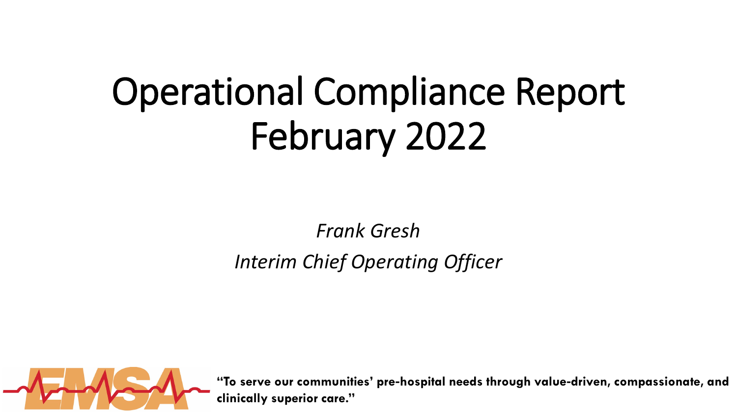# Operational Compliance Report February 2022

*Frank Gresh*

*Interim Chief Operating Officer*

EMSA

**"To serve our communities' pre-hospital needs through value-driven, compassionate, and clinically superior care."**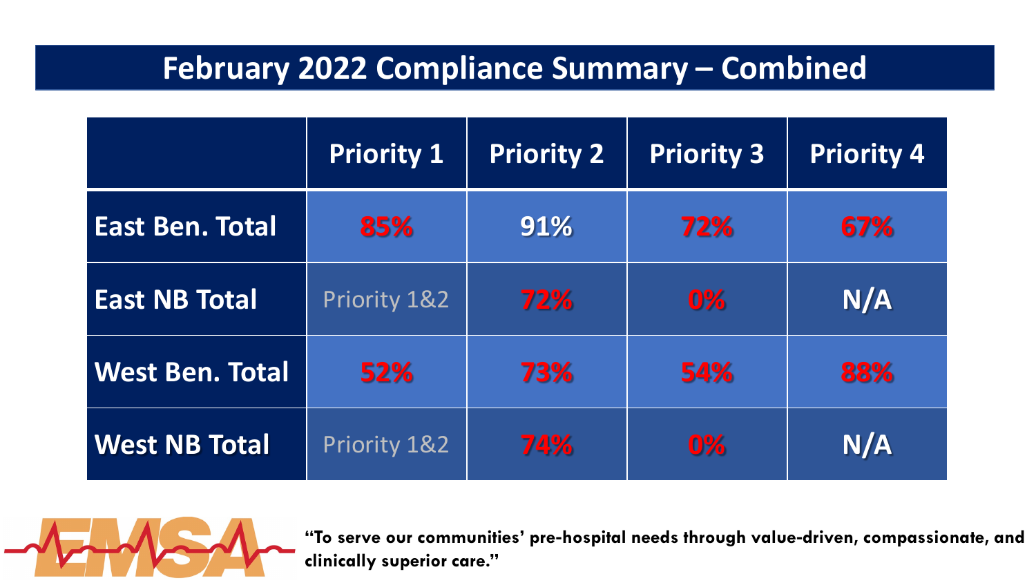# February 2022 Compliance Summary – Combined

| | Priority 1 | Priority 2 | Priority 3 | Priority 4 |
|---|---|---|---|---|
| East Ben. Total | 85% | 91% | 72% | 67% |
| East NB Total | Priority 1&2 | 72% | 0% | N/A |
| West Ben. Total | 52% | 73% | 54% | 88% |
| West NB Total | Priority 1&2 | 74% | 0% | N/A |

EMSA

**"To serve our communities' pre-hospital needs through value-driven, compassionate, and clinically superior care."**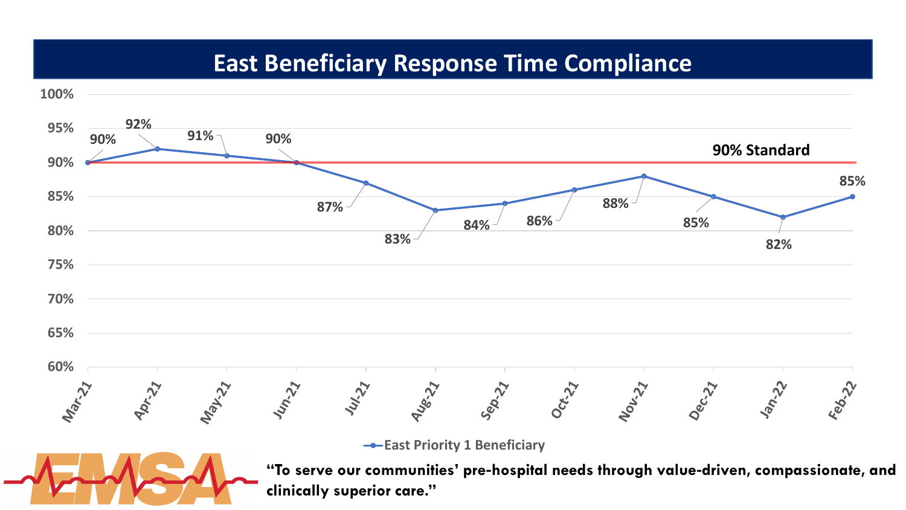# East Beneficiary Response Time Compliance

| Month | East Priority 1 Beneficiary |
| --- | --- |
| Mar-21 | 90% |
| Apr-21 | 92% |
| May-21 | 91% |
| Jun-21 | 90% |
| Jul-21 | 87% |
| Aug-21 | 83% |
| Sep-21 | 84% |
| Oct-21 | 86% |
| Nov-21 | 88% |
| Dec-21 | 85% |
| Jan-22 | 82% |
| Feb-22 | 85% |

90% Standard

**"To serve our communities' pre-hospital needs through value-driven, compassionate, and clinically superior care."**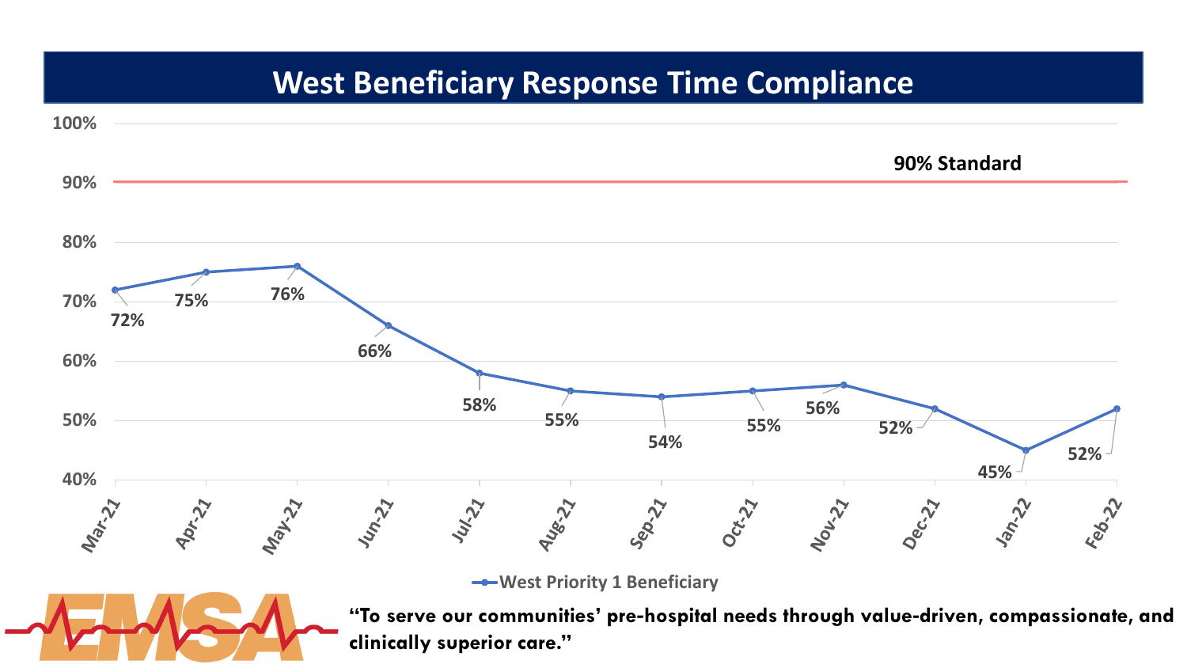# West Beneficiary Response Time Compliance

| Month | West Priority 1 Beneficiary |
|---|---|
| Mar-21 | 72% |
| Apr-21 | 75% |
| May-21 | 76% |
| Jun-21 | 66% |
| Jul-21 | 58% |
| Aug-21 | 55% |
| Sep-21 | 54% |
| Oct-21 | 55% |
| Nov-21 | 56% |
| Dec-21 | 52% |
| Jan-22 | 45% |
| Feb-22 | 52% |

90% Standard

EMSA

**"To serve our communities' pre-hospital needs through value-driven, compassionate, and clinically superior care."**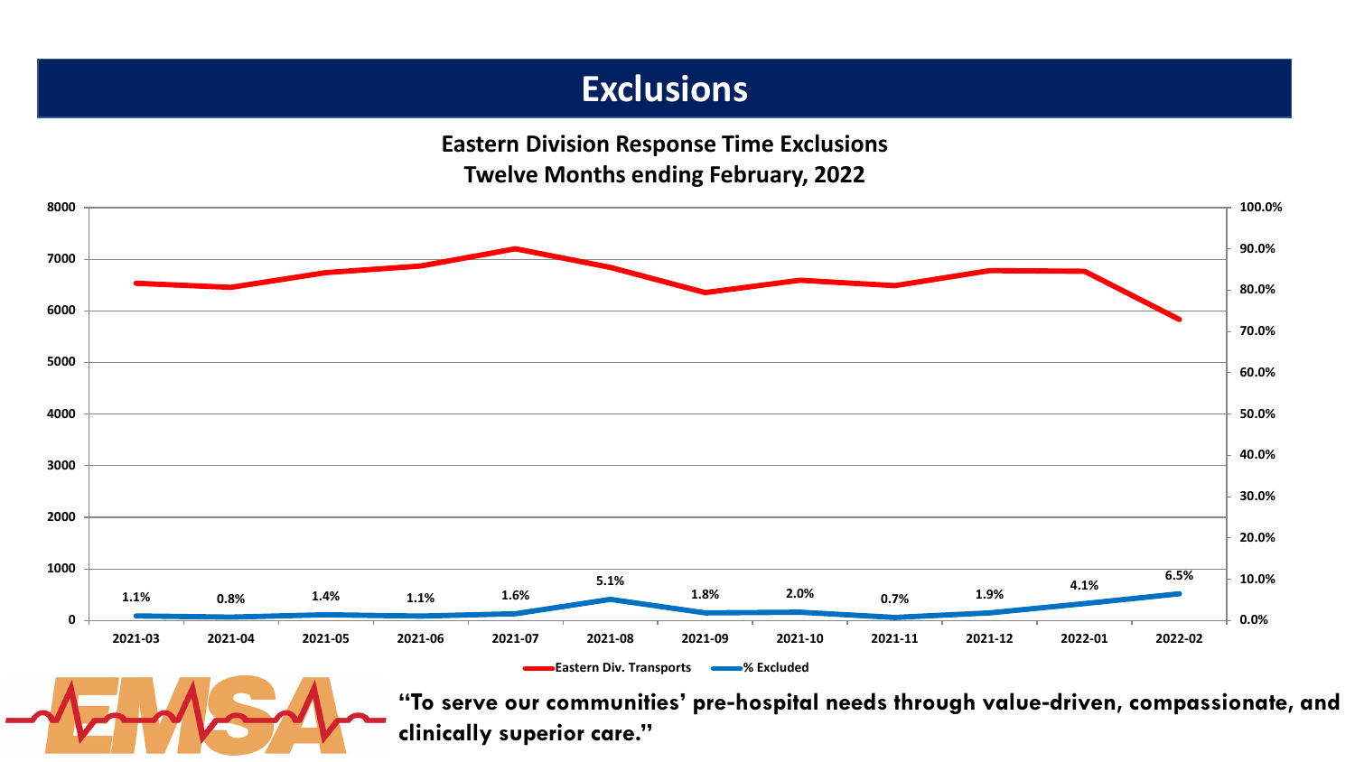# Exclusions

## Eastern Division Response Time Exclusions
## Twelve Months ending February, 2022

| Month | % Excluded |
|---|---|
| 2021-03 | 1.1% |
| 2021-04 | 0.8% |
| 2021-05 | 1.4% |
| 2021-06 | 1.1% |
| 2021-07 | 1.6% |
| 2021-08 | 5.1% |
| 2021-09 | 1.8% |
| 2021-10 | 2.0% |
| 2021-11 | 0.7% |
| 2021-12 | 1.9% |
| 2022-01 | 4.1% |
| 2022-02 | 6.5% |

Eastern Div. Transports — % Excluded

**"To serve our communities' pre-hospital needs through value-driven, compassionate, and clinically superior care."**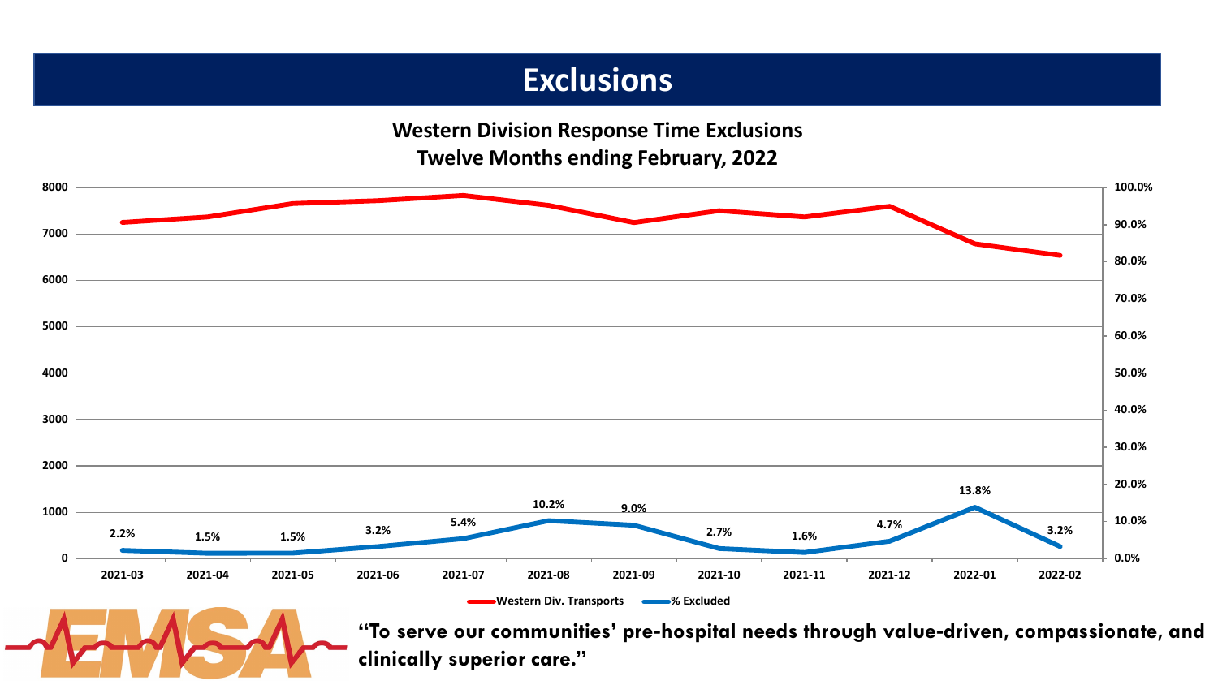# Exclusions

**Western Division Response Time Exclusions**
**Twelve Months ending February, 2022**

8000
7000
6000
5000
4000
3000
2000
1000
0

100.0%
90.0%
80.0%
70.0%
60.0%
50.0%
40.0%
30.0%
20.0%
10.0%
0.0%

2.2% 1.5% 1.5% 3.2% 5.4% 10.2% 9.0% 2.7% 1.6% 4.7% 13.8% 3.2%

2021-03 2021-04 2021-05 2021-06 2021-07 2021-08 2021-09 2021-10 2021-11 2021-12 2022-01 2022-02

Western Div. Transports
% Excluded

EMSA

**"To serve our communities' pre-hospital needs through value-driven, compassionate, and clinically superior care."**